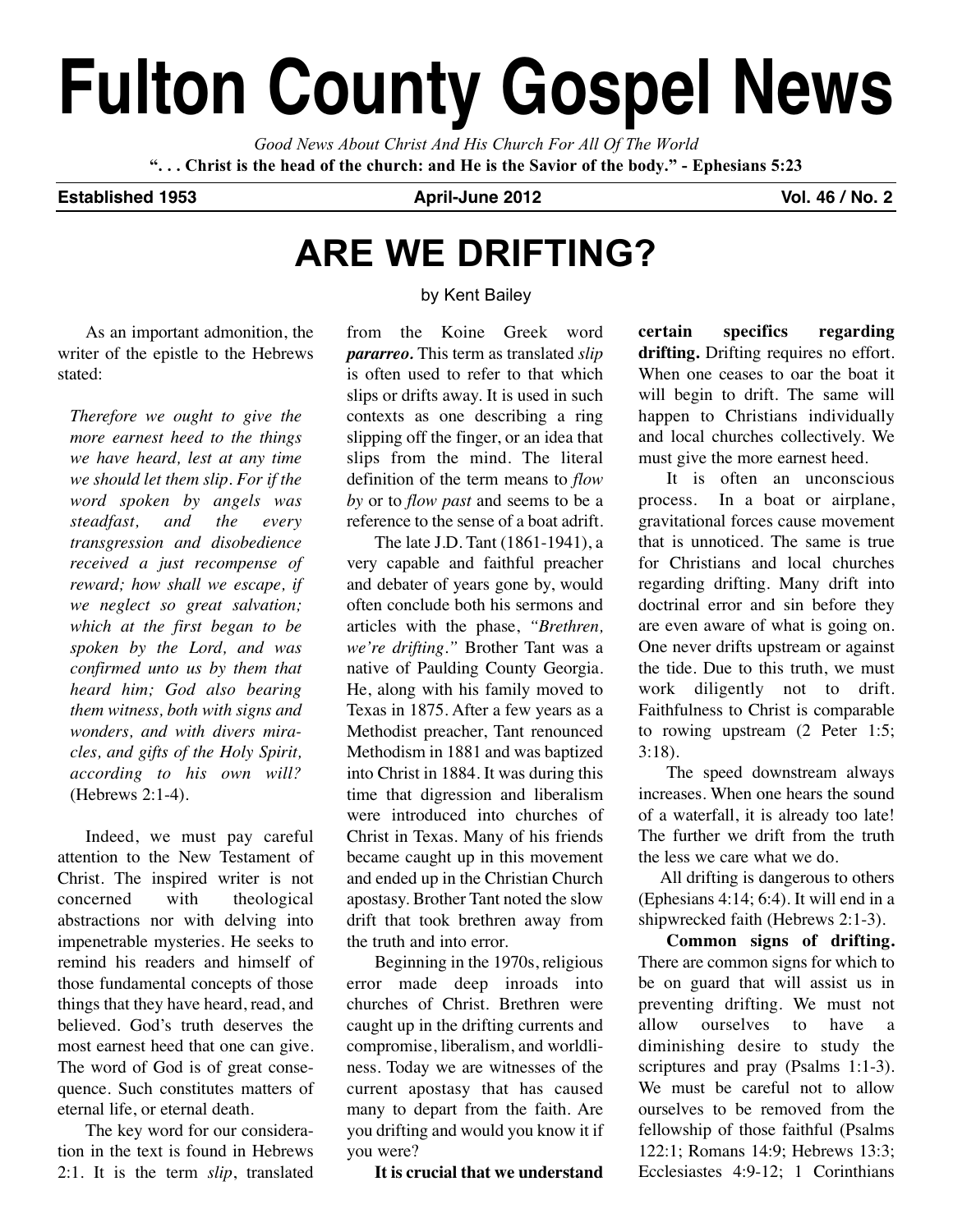# Fulton County Gospel News

*Good News About Christ And His Church For All Of The World*

**". . . Christ is the head of the church: and He is the Savior of the body." - Ephesians 5:23**

**Established 1953** **April-June 2012** **Vol. 46 / No. 2**

## ARE WE DRIFTING?

by Kent Bailey

As an important admonition, the writer of the epistle to the Hebrews stated:

> *Therefore we ought to give the more earnest heed to the things we have heard, lest at any time we should let them slip. For if the word spoken by angels was steadfast, and the every transgression and disobedience received a just recompense of reward; how shall we escape, if we neglect so great salvation; which at the first began to be spoken by the Lord, and was confirmed unto us by them that heard him; God also bearing them witness, both with signs and wonders, and with divers miracles, and gifts of the Holy Spirit, according to his own will?* (Hebrews 2:1-4).

Indeed, we must pay careful attention to the New Testament of Christ. The inspired writer is not concerned with theological abstractions nor with delving into impenetrable mysteries. He seeks to remind his readers and himself of those fundamental concepts of those things that they have heard, read, and believed. God's truth deserves the most earnest heed that one can give. The word of God is of great consequence. Such constitutes matters of eternal life, or eternal death.

The key word for our consideration in the text is found in Hebrews 2:1. It is the term *slip*, translated from the Koine Greek word ***pararreo.*** This term as translated *slip* is often used to refer to that which slips or drifts away. It is used in such contexts as one describing a ring slipping off the finger, or an idea that slips from the mind. The literal definition of the term means to *flow by* or to *flow past* and seems to be a reference to the sense of a boat adrift.

The late J.D. Tant (1861-1941), a very capable and faithful preacher and debater of years gone by, would often conclude both his sermons and articles with the phase, *"Brethren, we're drifting."* Brother Tant was a native of Paulding County Georgia. He, along with his family moved to Texas in 1875. After a few years as a Methodist preacher, Tant renounced Methodism in 1881 and was baptized into Christ in 1884. It was during this time that digression and liberalism were introduced into churches of Christ in Texas. Many of his friends became caught up in this movement and ended up in the Christian Church apostasy. Brother Tant noted the slow drift that took brethren away from the truth and into error.

Beginning in the 1970s, religious error made deep inroads into churches of Christ. Brethren were caught up in the drifting currents and compromise, liberalism, and worldliness. Today we are witnesses of the current apostasy that has caused many to depart from the faith. Are you drifting and would you know it if you were?

**It is crucial that we understand certain specifics regarding drifting.** Drifting requires no effort. When one ceases to oar the boat it will begin to drift. The same will happen to Christians individually and local churches collectively. We must give the more earnest heed.

It is often an unconscious process. In a boat or airplane, gravitational forces cause movement that is unnoticed. The same is true for Christians and local churches regarding drifting. Many drift into doctrinal error and sin before they are even aware of what is going on. One never drifts upstream or against the tide. Due to this truth, we must work diligently not to drift. Faithfulness to Christ is comparable to rowing upstream (2 Peter 1:5; 3:18).

The speed downstream always increases. When one hears the sound of a waterfall, it is already too late! The further we drift from the truth the less we care what we do.

All drifting is dangerous to others (Ephesians 4:14; 6:4). It will end in a shipwrecked faith (Hebrews 2:1-3).

**Common signs of drifting.** There are common signs for which to be on guard that will assist us in preventing drifting. We must not allow ourselves to have a diminishing desire to study the scriptures and pray (Psalms 1:1-3). We must be careful not to allow ourselves to be removed from the fellowship of those faithful (Psalms 122:1; Romans 14:9; Hebrews 13:3; Ecclesiastes 4:9-12; 1 Corinthians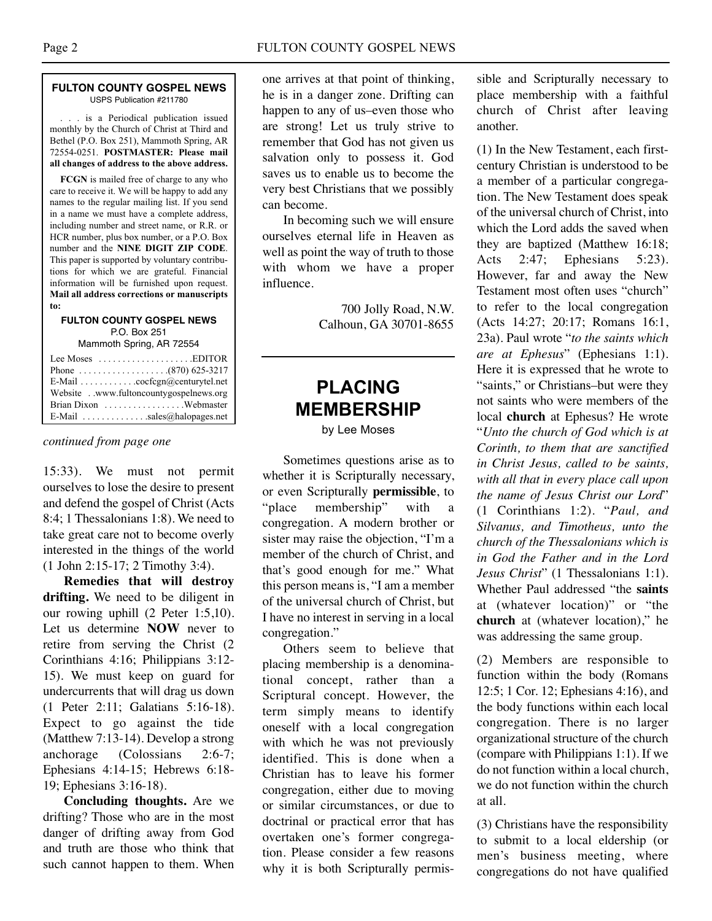**FULTON COUNTY GOSPEL NEWS**
USPS Publication #211780

. . . is a Periodical publication issued monthly by the Church of Christ at Third and Bethel (P.O. Box 251), Mammoth Spring, AR 72554-0251. **POSTMASTER: Please mail all changes of address to the above address.**

**FCGN** is mailed free of charge to any who care to receive it. We will be happy to add any names to the regular mailing list. If you send in a name we must have a complete address, including number and street name, or R.R. or HCR number, plus box number, or a P.O. Box number and the **NINE DIGIT ZIP CODE**. This paper is supported by voluntary contributions for which we are grateful. Financial information will be furnished upon request. **Mail all address corrections or manuscripts to:**

**FULTON COUNTY GOSPEL NEWS**
P.O. Box 251
Mammoth Spring, AR 72554

Lee Moses . . . . . . . . . . . . . . . . . . . .EDITOR
Phone . . . . . . . . . . . . . . . . . . .(870) 625-3217
E-Mail . . . . . . . . . . . .cocfcgn@centurytel.net
Website . .www.fultoncountygospelnews.org
Brian Dixon . . . . . . . . . . . . . . . . .Webmaster
E-Mail . . . . . . . . . . . . . .sales@halopages.net

*continued from page one*

15:33). We must not permit ourselves to lose the desire to present and defend the gospel of Christ (Acts 8:4; 1 Thessalonians 1:8). We need to take great care not to become overly interested in the things of the world (1 John 2:15-17; 2 Timothy 3:4).

**Remedies that will destroy drifting.** We need to be diligent in our rowing uphill (2 Peter 1:5,10). Let us determine **NOW** never to retire from serving the Christ (2 Corinthians 4:16; Philippians 3:12-15). We must keep on guard for undercurrents that will drag us down (1 Peter 2:11; Galatians 5:16-18). Expect to go against the tide (Matthew 7:13-14). Develop a strong anchorage (Colossians 2:6-7; Ephesians 4:14-15; Hebrews 6:18-19; Ephesians 3:16-18).

**Concluding thoughts.** Are we drifting? Those who are in the most danger of drifting away from God and truth are those who think that such cannot happen to them. When one arrives at that point of thinking, he is in a danger zone. Drifting can happen to any of us–even those who are strong! Let us truly strive to remember that God has not given us salvation only to possess it. God saves us to enable us to become the very best Christians that we possibly can become.

In becoming such we will ensure ourselves eternal life in Heaven as well as point the way of truth to those with whom we have a proper influence.

700 Jolly Road, N.W.
Calhoun, GA 30701-8655

## PLACING MEMBERSHIP

by Lee Moses

Sometimes questions arise as to whether it is Scripturally necessary, or even Scripturally **permissible**, to "place membership" with a congregation. A modern brother or sister may raise the objection, "I'm a member of the church of Christ, and that's good enough for me." What this person means is, "I am a member of the universal church of Christ, but I have no interest in serving in a local congregation."

Others seem to believe that placing membership is a denominational concept, rather than a Scriptural concept. However, the term simply means to identify oneself with a local congregation with which he was not previously identified. This is done when a Christian has to leave his former congregation, either due to moving or similar circumstances, or due to doctrinal or practical error that has overtaken one's former congregation. Please consider a few reasons why it is both Scripturally permissible and Scripturally necessary to place membership with a faithful church of Christ after leaving another.

(1) In the New Testament, each first-century Christian is understood to be a member of a particular congregation. The New Testament does speak of the universal church of Christ, into which the Lord adds the saved when they are baptized (Matthew 16:18; Acts 2:47; Ephesians 5:23). However, far and away the New Testament most often uses "church" to refer to the local congregation (Acts 14:27; 20:17; Romans 16:1, 23a). Paul wrote "*to the saints which are at Ephesus*" (Ephesians 1:1). Here it is expressed that he wrote to "saints," or Christians–but were they not saints who were members of the local **church** at Ephesus? He wrote "*Unto the church of God which is at Corinth, to them that are sanctified in Christ Jesus, called to be saints, with all that in every place call upon the name of Jesus Christ our Lord*" (1 Corinthians 1:2). "*Paul, and Silvanus, and Timotheus, unto the church of the Thessalonians which is in God the Father and in the Lord Jesus Christ*" (1 Thessalonians 1:1). Whether Paul addressed "the **saints** at (whatever location)" or "the **church** at (whatever location)," he was addressing the same group.

(2) Members are responsible to function within the body (Romans 12:5; 1 Cor. 12; Ephesians 4:16), and the body functions within each local congregation. There is no larger organizational structure of the church (compare with Philippians 1:1). If we do not function within a local church, we do not function within the church at all.

(3) Christians have the responsibility to submit to a local eldership (or men's business meeting, where congregations do not have qualified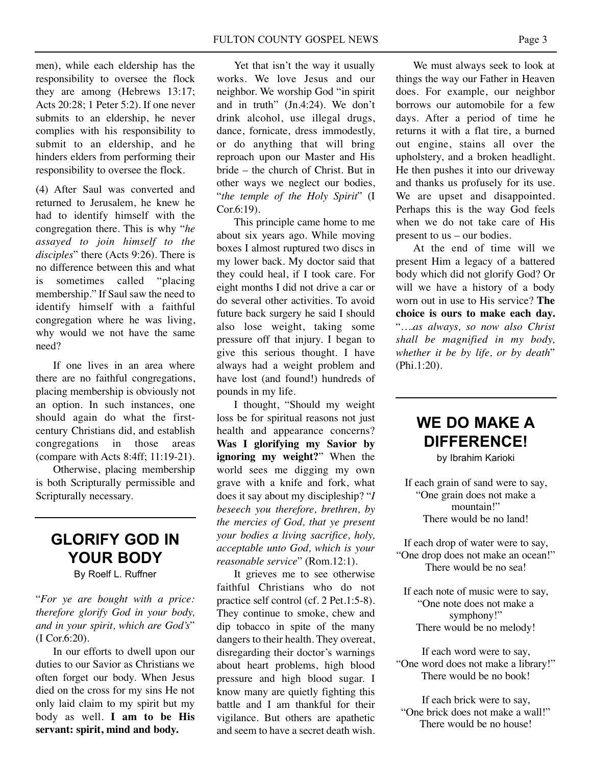men), while each eldership has the responsibility to oversee the flock they are among (Hebrews 13:17; Acts 20:28; 1 Peter 5:2). If one never submits to an eldership, he never complies with his responsibility to submit to an eldership, and he hinders elders from performing their responsibility to oversee the flock.

(4) After Saul was converted and returned to Jerusalem, he knew he had to identify himself with the congregation there. This is why "*he assayed to join himself to the disciples*" there (Acts 9:26). There is no difference between this and what is sometimes called "placing membership." If Saul saw the need to identify himself with a faithful congregation where he was living, why would we not have the same need?

If one lives in an area where there are no faithful congregations, placing membership is obviously not an option. In such instances, one should again do what the first-century Christians did, and establish congregations in those areas (compare with Acts 8:4ff; 11:19-21).

Otherwise, placing membership is both Scripturally permissible and Scripturally necessary.

## GLORIFY GOD IN YOUR BODY

By Roelf L. Ruffner

"*For ye are bought with a price: therefore glorify God in your body, and in your spirit, which are God's*" (I Cor.6:20).

In our efforts to dwell upon our duties to our Savior as Christians we often forget our body. When Jesus died on the cross for my sins He not only laid claim to my spirit but my body as well. **I am to be His servant: spirit, mind and body.**

Yet that isn't the way it usually works. We love Jesus and our neighbor. We worship God "in spirit and in truth" (Jn.4:24). We don't drink alcohol, use illegal drugs, dance, fornicate, dress immodestly, or do anything that will bring reproach upon our Master and His bride – the church of Christ. But in other ways we neglect our bodies, "*the temple of the Holy Spirit*" (I Cor.6:19).

This principle came home to me about six years ago. While moving boxes I almost ruptured two discs in my lower back. My doctor said that they could heal, if I took care. For eight months I did not drive a car or do several other activities. To avoid future back surgery he said I should also lose weight, taking some pressure off that injury. I began to give this serious thought. I have always had a weight problem and have lost (and found!) hundreds of pounds in my life.

I thought, "Should my weight loss be for spiritual reasons not just health and appearance concerns? **Was I glorifying my Savior by ignoring my weight?**" When the world sees me digging my own grave with a knife and fork, what does it say about my discipleship? "*I beseech you therefore, brethren, by the mercies of God, that ye present your bodies a living sacrifice, holy, acceptable unto God, which is your reasonable service*" (Rom.12:1).

It grieves me to see otherwise faithful Christians who do not practice self control (cf. 2 Pet.1:5-8). They continue to smoke, chew and dip tobacco in spite of the many dangers to their health. They overeat, disregarding their doctor's warnings about heart problems, high blood pressure and high blood sugar. I know many are quietly fighting this battle and I am thankful for their vigilance. But others are apathetic and seem to have a secret death wish.

We must always seek to look at things the way our Father in Heaven does. For example, our neighbor borrows our automobile for a few days. After a period of time he returns it with a flat tire, a burned out engine, stains all over the upholstery, and a broken headlight. He then pushes it into our driveway and thanks us profusely for its use. We are upset and disappointed. Perhaps this is the way God feels when we do not take care of His present to us – our bodies.

At the end of time will we present Him a legacy of a battered body which did not glorify God? Or will we have a history of a body worn out in use to His service? **The choice is ours to make each day.** "*….as always, so now also Christ shall be magnified in my body, whether it be by life, or by death*" (Phi.1:20).

## WE DO MAKE A DIFFERENCE!

by Ibrahim Karioki

If each grain of sand were to say,
"One grain does not make a mountain!"
There would be no land!

If each drop of water were to say,
"One drop does not make an ocean!"
There would be no sea!

If each note of music were to say,
"One note does not make a symphony!"
There would be no melody!

If each word were to say,
"One word does not make a library!"
There would be no book!

If each brick were to say,
"One brick does not make a wall!"
There would be no house!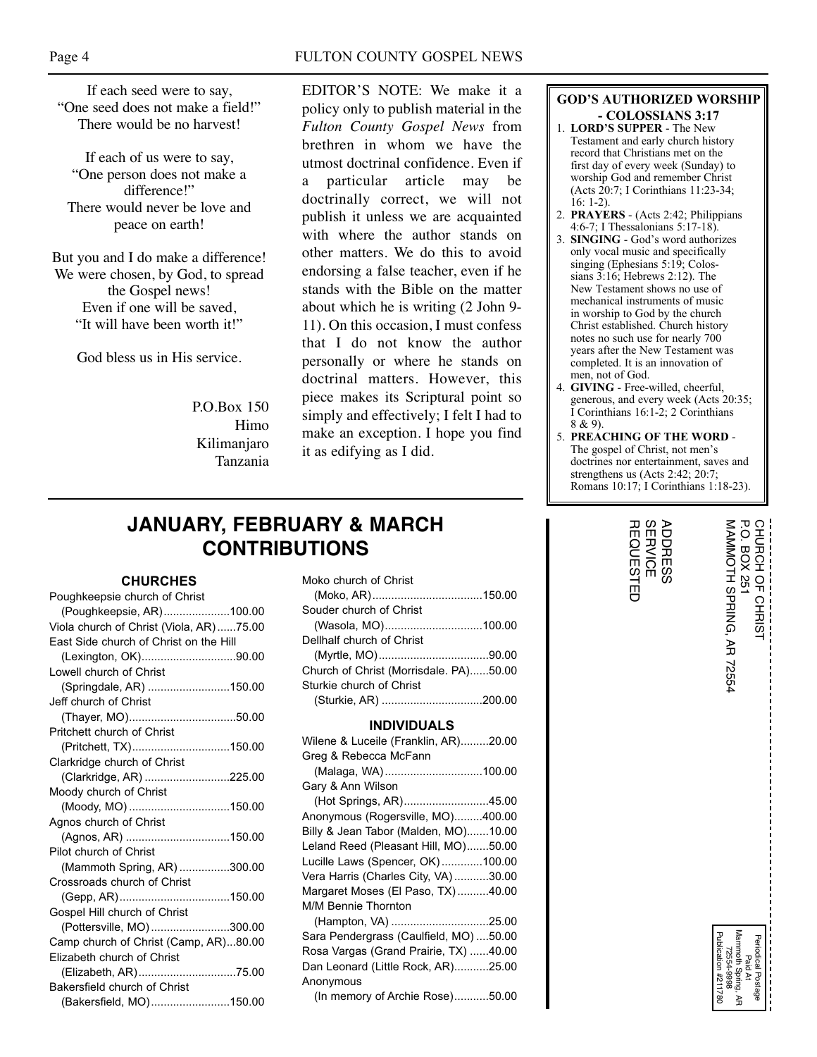If each seed were to say,
"One seed does not make a field!"
There would be no harvest!

If each of us were to say,
"One person does not make a difference!"
There would never be love and peace on earth!

But you and I do make a difference!
We were chosen, by God, to spread the Gospel news!
Even if one will be saved,
"It will have been worth it!"

God bless us in His service.

P.O.Box 150
Himo
Kilimanjaro
Tanzania

EDITOR'S NOTE: We make it a policy only to publish material in the *Fulton County Gospel News* from brethren in whom we have the utmost doctrinal confidence. Even if a particular article may be doctrinally correct, we will not publish it unless we are acquainted with where the author stands on other matters. We do this to avoid endorsing a false teacher, even if he stands with the Bible on the matter about which he is writing (2 John 9-11). On this occasion, I must confess that I do not know the author personally or where he stands on doctrinal matters. However, this piece makes its Scriptural point so simply and effectively; I felt I had to make an exception. I hope you find it as edifying as I did.

**GOD'S AUTHORIZED WORSHIP - COLOSSIANS 3:17**

1. **LORD'S SUPPER** - The New Testament and early church history record that Christians met on the first day of every week (Sunday) to worship God and remember Christ (Acts 20:7; I Corinthians 11:23-34; 16: 1-2).
2. **PRAYERS** - (Acts 2:42; Philippians 4:6-7; I Thessalonians 5:17-18).
3. **SINGING** - God's word authorizes only vocal music and specifically singing (Ephesians 5:19; Colossians 3:16; Hebrews 2:12). The New Testament shows no use of mechanical instruments of music in worship to God by the church Christ established. Church history notes no such use for nearly 700 years after the New Testament was completed. It is an innovation of men, not of God.
4. **GIVING** - Free-willed, cheerful, generous, and every week (Acts 20:35; I Corinthians 16:1-2; 2 Corinthians 8 & 9).
5. **PREACHING OF THE WORD** - The gospel of Christ, not men's doctrines nor entertainment, saves and strengthens us (Acts 2:42; 20:7; Romans 10:17; I Corinthians 1:18-23).

## JANUARY, FEBRUARY & MARCH CONTRIBUTIONS

### CHURCHES

Poughkeepsie church of Christ (Poughkeepsie, AR)....................100.00
Viola church of Christ (Viola, AR)......75.00
East Side church of Christ on the Hill (Lexington, OK)..............................90.00
Lowell church of Christ (Springdale, AR) ..........................150.00
Jeff church of Christ (Thayer, MO)..................................50.00
Pritchett church of Christ (Pritchett, TX)...............................150.00
Clarkridge church of Christ (Clarkridge, AR) ...........................225.00
Moody church of Christ (Moody, MO) ................................150.00
Agnos church of Christ (Agnos, AR) .................................150.00
Pilot church of Christ (Mammoth Spring, AR) ................300.00
Crossroads church of Christ (Gepp, AR)..................................150.00
Gospel Hill church of Christ (Pottersville, MO).........................300.00
Camp church of Christ (Camp, AR)...80.00
Elizabeth church of Christ (Elizabeth, AR)...............................75.00
Bakersfield church of Christ (Bakersfield, MO).........................150.00
Moko church of Christ (Moko, AR)...................................150.00
Souder church of Christ (Wasola, MO)...............................100.00
Dellhalf church of Christ (Myrtle, MO)...................................90.00
Church of Christ (Morrisdale. PA)......50.00
Sturkie church of Christ (Sturkie, AR) ................................200.00

### INDIVIDUALS

Wilene & Luceile (Franklin, AR).........20.00
Greg & Rebecca McFann (Malaga, WA)...............................100.00
Gary & Ann Wilson (Hot Springs, AR)...........................45.00
Anonymous (Rogersville, MO).........400.00
Billy & Jean Tabor (Malden, MO).......10.00
Leland Reed (Pleasant Hill, MO).......50.00
Lucille Laws (Spencer, OK).............100.00
Vera Harris (Charles City, VA)...........30.00
Margaret Moses (El Paso, TX)..........40.00
M/M Bennie Thornton (Hampton, VA) ...............................25.00
Sara Pendergrass (Caulfield, MO) ....50.00
Rosa Vargas (Grand Prairie, TX) ......40.00
Dan Leonard (Little Rock, AR)...........25.00
Anonymous (In memory of Archie Rose)...........50.00

CHURCH OF CHRIST
P.O. BOX 251
MAMMOTH SPRING, AR 72554

ADDRESS
SERVICE
REQUESTED

Periodical Postage
Paid At
Mammoth Spring, AR
72554-9998
Publication #211780